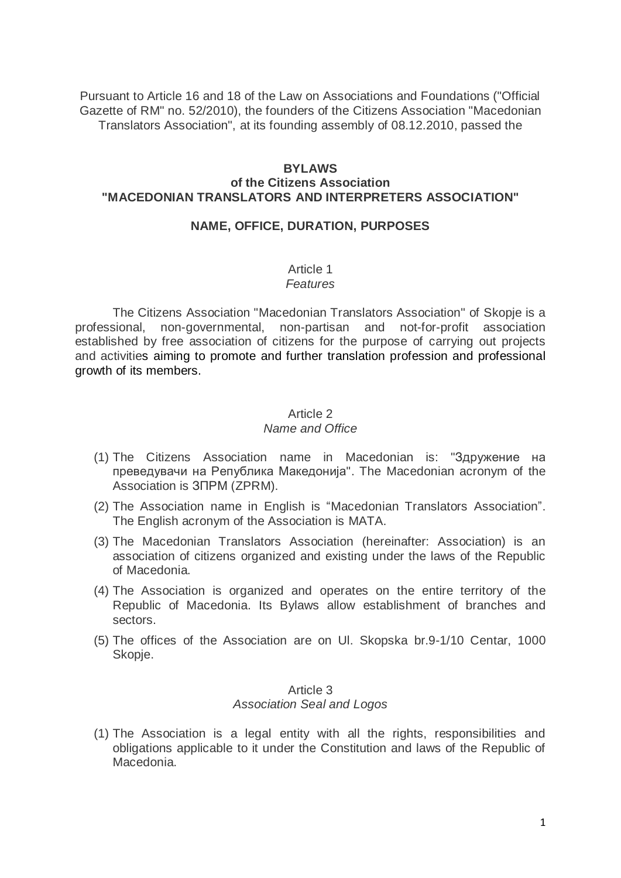Pursuant to Article 16 and 18 of the Law on Associations and Foundations ("Official Gazette of RM" no. 52/2010), the founders of the Citizens Association "Macedonian Translators Association", at its founding assembly of 08.12.2010, passed the

# BYLAWS
## of the Citizens Association "MACEDONIAN TRANSLATORS AND INTERPRETERS ASSOCIATION"

## NAME, OFFICE, DURATION, PURPOSES

### Article 1
*Features*

The Citizens Association "Macedonian Translators Association" of Skopje is a professional, non-governmental, non-partisan and not-for-profit association established by free association of citizens for the purpose of carrying out projects and activities aiming to promote and further translation profession and professional growth of its members.

### Article 2
*Name and Office*

(1) The Citizens Association name in Macedonian is: "Здружение на преведувачи на Република Македонија". The Macedonian acronym of the Association is ЗПРМ (ZPRM).

(2) The Association name in English is “Macedonian Translators Association”. The English acronym of the Association is MATA.

(3) The Macedonian Translators Association (hereinafter: Association) is an association of citizens organized and existing under the laws of the Republic of Macedonia.

(4) The Association is organized and operates on the entire territory of the Republic of Macedonia. Its Bylaws allow establishment of branches and sectors.

(5) The offices of the Association are on Ul. Skopska br.9-1/10 Centar, 1000 Skopje.

### Article 3
*Association Seal and Logos*

(1) The Association is a legal entity with all the rights, responsibilities and obligations applicable to it under the Constitution and laws of the Republic of Macedonia.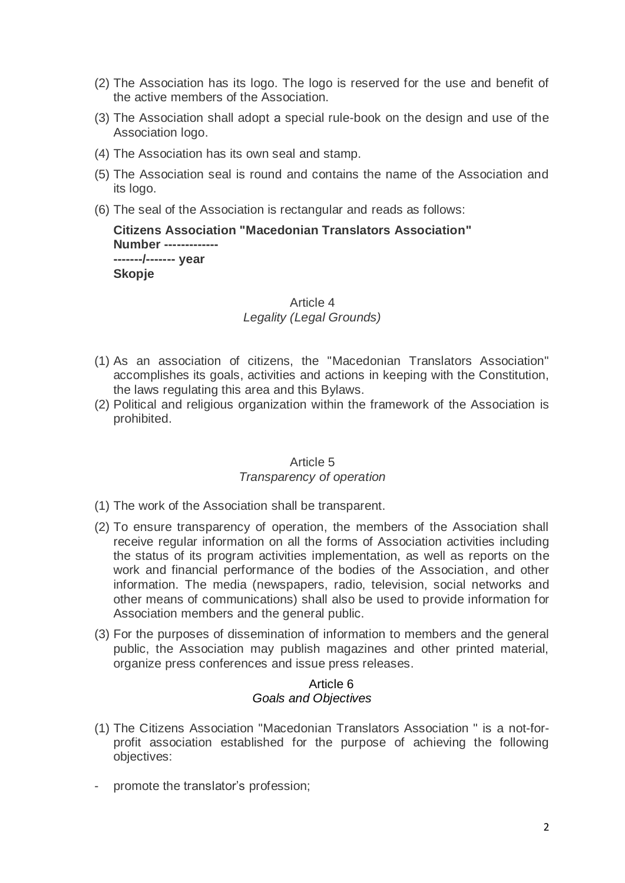(2) The Association has its logo. The logo is reserved for the use and benefit of the active members of the Association.

(3) The Association shall adopt a special rule-book on the design and use of the Association logo.

(4) The Association has its own seal and stamp.

(5) The Association seal is round and contains the name of the Association and its logo.

(6) The seal of the Association is rectangular and reads as follows:

**Citizens Association "Macedonian Translators Association"**
**Number -------------**
**-------/------- year**
**Skopje**

Article 4
*Legality (Legal Grounds)*

(1) As an association of citizens, the "Macedonian Translators Association" accomplishes its goals, activities and actions in keeping with the Constitution, the laws regulating this area and this Bylaws.

(2) Political and religious organization within the framework of the Association is prohibited.

Article 5
*Transparency of operation*

(1) The work of the Association shall be transparent.

(2) To ensure transparency of operation, the members of the Association shall receive regular information on all the forms of Association activities including the status of its program activities implementation, as well as reports on the work and financial performance of the bodies of the Association, and other information. The media (newspapers, radio, television, social networks and other means of communications) shall also be used to provide information for Association members and the general public.

(3) For the purposes of dissemination of information to members and the general public, the Association may publish magazines and other printed material, organize press conferences and issue press releases.

Article 6
*Goals and Objectives*

(1) The Citizens Association "Macedonian Translators Association " is a not-for-profit association established for the purpose of achieving the following objectives:

- promote the translator's profession;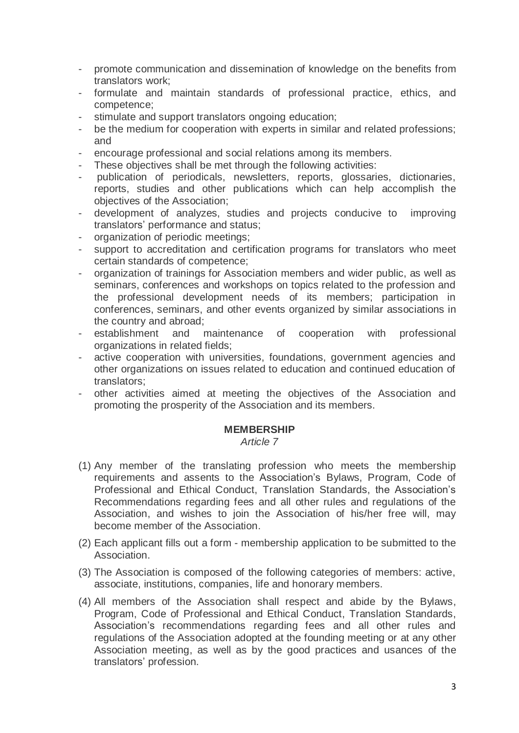- promote communication and dissemination of knowledge on the benefits from translators work;
- formulate and maintain standards of professional practice, ethics, and competence;
- stimulate and support translators ongoing education;
- be the medium for cooperation with experts in similar and related professions; and
- encourage professional and social relations among its members.
- These objectives shall be met through the following activities:
- publication of periodicals, newsletters, reports, glossaries, dictionaries, reports, studies and other publications which can help accomplish the objectives of the Association;
- development of analyzes, studies and projects conducive to improving translators' performance and status;
- organization of periodic meetings;
- support to accreditation and certification programs for translators who meet certain standards of competence;
- organization of trainings for Association members and wider public, as well as seminars, conferences and workshops on topics related to the profession and the professional development needs of its members; participation in conferences, seminars, and other events organized by similar associations in the country and abroad;
- establishment and maintenance of cooperation with professional organizations in related fields;
- active cooperation with universities, foundations, government agencies and other organizations on issues related to education and continued education of translators;
- other activities aimed at meeting the objectives of the Association and promoting the prosperity of the Association and its members.

## MEMBERSHIP

*Article 7*

(1) Any member of the translating profession who meets the membership requirements and assents to the Association's Bylaws, Program, Code of Professional and Ethical Conduct, Translation Standards, the Association's Recommendations regarding fees and all other rules and regulations of the Association, and wishes to join the Association of his/her free will, may become member of the Association.

(2) Each applicant fills out a form - membership application to be submitted to the Association.

(3) The Association is composed of the following categories of members: active, associate, institutions, companies, life and honorary members.

(4) All members of the Association shall respect and abide by the Bylaws, Program, Code of Professional and Ethical Conduct, Translation Standards, Association's recommendations regarding fees and all other rules and regulations of the Association adopted at the founding meeting or at any other Association meeting, as well as by the good practices and usances of the translators' profession.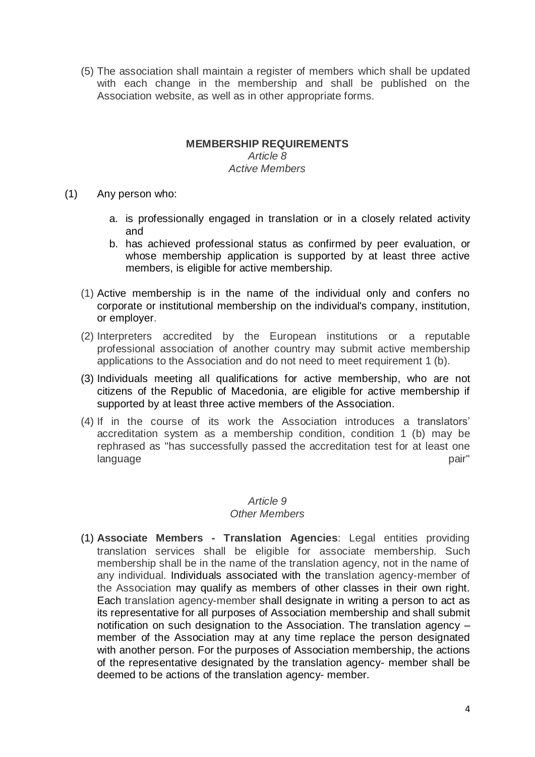(5) The association shall maintain a register of members which shall be updated with each change in the membership and shall be published on the Association website, as well as in other appropriate forms.

## MEMBERSHIP REQUIREMENTS

*Article 8*

*Active Members*

(1) Any person who:

a. is professionally engaged in translation or in a closely related activity and
b. has achieved professional status as confirmed by peer evaluation, or whose membership application is supported by at least three active members, is eligible for active membership.

(1) Active membership is in the name of the individual only and confers no corporate or institutional membership on the individual's company, institution, or employer.

(2) Interpreters accredited by the European institutions or a reputable professional association of another country may submit active membership applications to the Association and do not need to meet requirement 1 (b).

(3) Individuals meeting all qualifications for active membership, who are not citizens of the Republic of Macedonia, are eligible for active membership if supported by at least three active members of the Association.

(4) If in the course of its work the Association introduces a translators' accreditation system as a membership condition, condition 1 (b) may be rephrased as "has successfully passed the accreditation test for at least one language pair"

*Article 9*

*Other Members*

(1) **Associate Members - Translation Agencies**: Legal entities providing translation services shall be eligible for associate membership. Such membership shall be in the name of the translation agency, not in the name of any individual. Individuals associated with the translation agency-member of the Association may qualify as members of other classes in their own right. Each translation agency-member shall designate in writing a person to act as its representative for all purposes of Association membership and shall submit notification on such designation to the Association. The translation agency – member of the Association may at any time replace the person designated with another person. For the purposes of Association membership, the actions of the representative designated by the translation agency- member shall be deemed to be actions of the translation agency- member.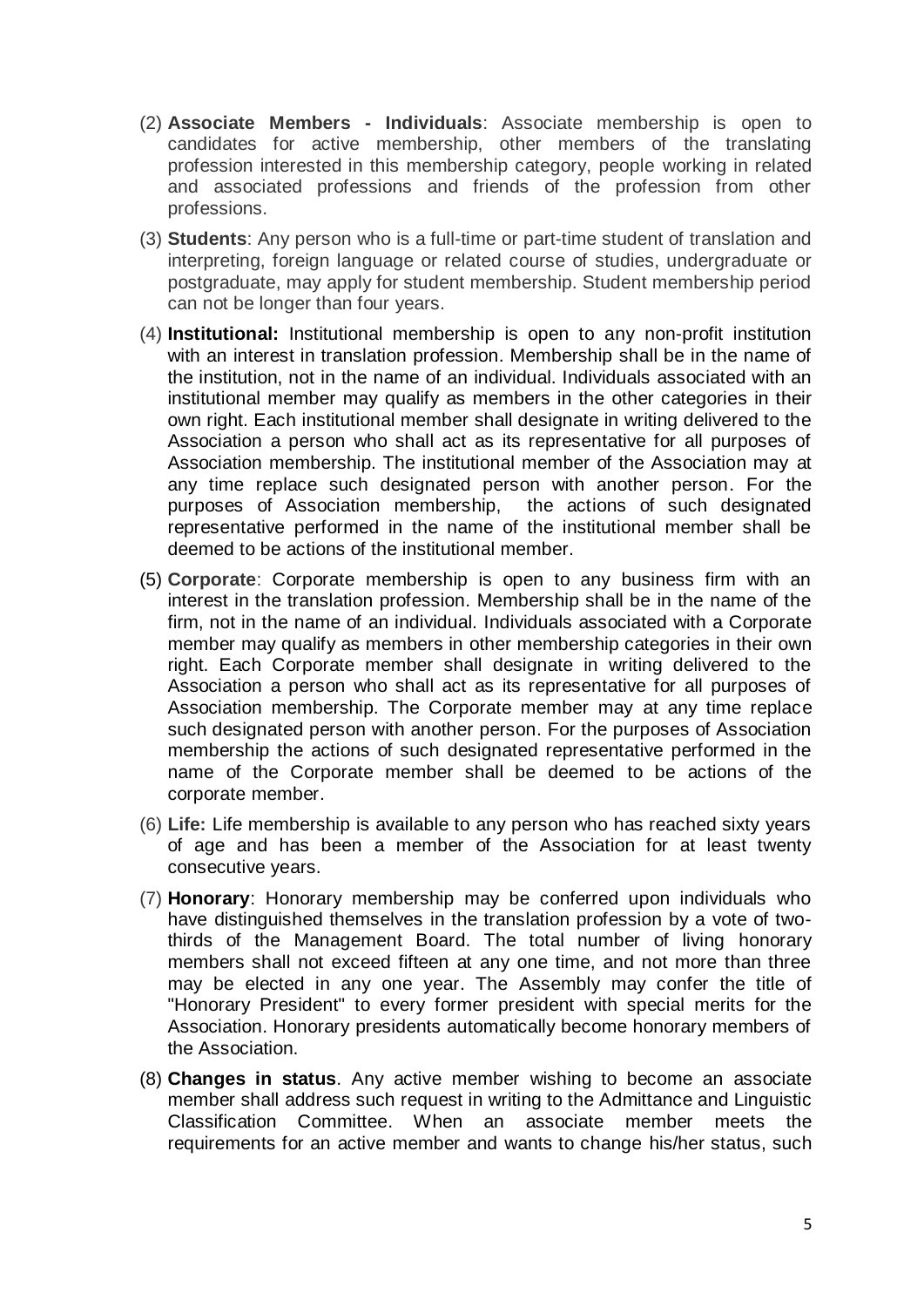(2) **Associate Members - Individuals**: Associate membership is open to candidates for active membership, other members of the translating profession interested in this membership category, people working in related and associated professions and friends of the profession from other professions.

(3) **Students**: Any person who is a full-time or part-time student of translation and interpreting, foreign language or related course of studies, undergraduate or postgraduate, may apply for student membership. Student membership period can not be longer than four years.

(4) **Institutional:** Institutional membership is open to any non-profit institution with an interest in translation profession. Membership shall be in the name of the institution, not in the name of an individual. Individuals associated with an institutional member may qualify as members in the other categories in their own right. Each institutional member shall designate in writing delivered to the Association a person who shall act as its representative for all purposes of Association membership. The institutional member of the Association may at any time replace such designated person with another person. For the purposes of Association membership, the actions of such designated representative performed in the name of the institutional member shall be deemed to be actions of the institutional member.

(5) **Corporate**: Corporate membership is open to any business firm with an interest in the translation profession. Membership shall be in the name of the firm, not in the name of an individual. Individuals associated with a Corporate member may qualify as members in other membership categories in their own right. Each Corporate member shall designate in writing delivered to the Association a person who shall act as its representative for all purposes of Association membership. The Corporate member may at any time replace such designated person with another person. For the purposes of Association membership the actions of such designated representative performed in the name of the Corporate member shall be deemed to be actions of the corporate member.

(6) **Life:** Life membership is available to any person who has reached sixty years of age and has been a member of the Association for at least twenty consecutive years.

(7) **Honorary**: Honorary membership may be conferred upon individuals who have distinguished themselves in the translation profession by a vote of two-thirds of the Management Board. The total number of living honorary members shall not exceed fifteen at any one time, and not more than three may be elected in any one year. The Assembly may confer the title of "Honorary President" to every former president with special merits for the Association. Honorary presidents automatically become honorary members of the Association.

(8) **Changes in status**. Any active member wishing to become an associate member shall address such request in writing to the Admittance and Linguistic Classification Committee. When an associate member meets the requirements for an active member and wants to change his/her status, such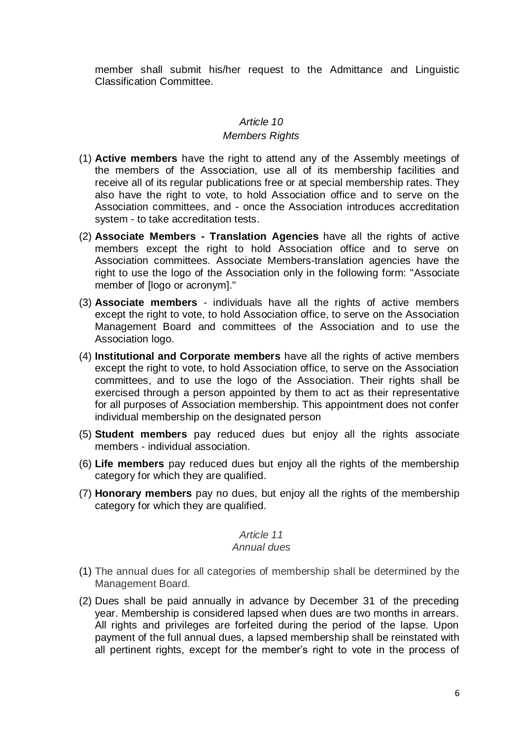member shall submit his/her request to the Admittance and Linguistic Classification Committee.

### *Article 10*
### *Members Rights*

(1) **Active members** have the right to attend any of the Assembly meetings of the members of the Association, use all of its membership facilities and receive all of its regular publications free or at special membership rates. They also have the right to vote, to hold Association office and to serve on the Association committees, and - once the Association introduces accreditation system - to take accreditation tests.

(2) **Associate Members - Translation Agencies** have all the rights of active members except the right to hold Association office and to serve on Association committees. Associate Members-translation agencies have the right to use the logo of the Association only in the following form: "Associate member of [logo or acronym]."

(3) **Associate members** - individuals have all the rights of active members except the right to vote, to hold Association office, to serve on the Association Management Board and committees of the Association and to use the Association logo.

(4) **Institutional and Corporate members** have all the rights of active members except the right to vote, to hold Association office, to serve on the Association committees, and to use the logo of the Association. Their rights shall be exercised through a person appointed by them to act as their representative for all purposes of Association membership. This appointment does not confer individual membership on the designated person

(5) **Student members** pay reduced dues but enjoy all the rights associate members - individual association.

(6) **Life members** pay reduced dues but enjoy all the rights of the membership category for which they are qualified.

(7) **Honorary members** pay no dues, but enjoy all the rights of the membership category for which they are qualified.

### *Article 11*
### *Annual dues*

(1) The annual dues for all categories of membership shall be determined by the Management Board.

(2) Dues shall be paid annually in advance by December 31 of the preceding year. Membership is considered lapsed when dues are two months in arrears. All rights and privileges are forfeited during the period of the lapse. Upon payment of the full annual dues, a lapsed membership shall be reinstated with all pertinent rights, except for the member's right to vote in the process of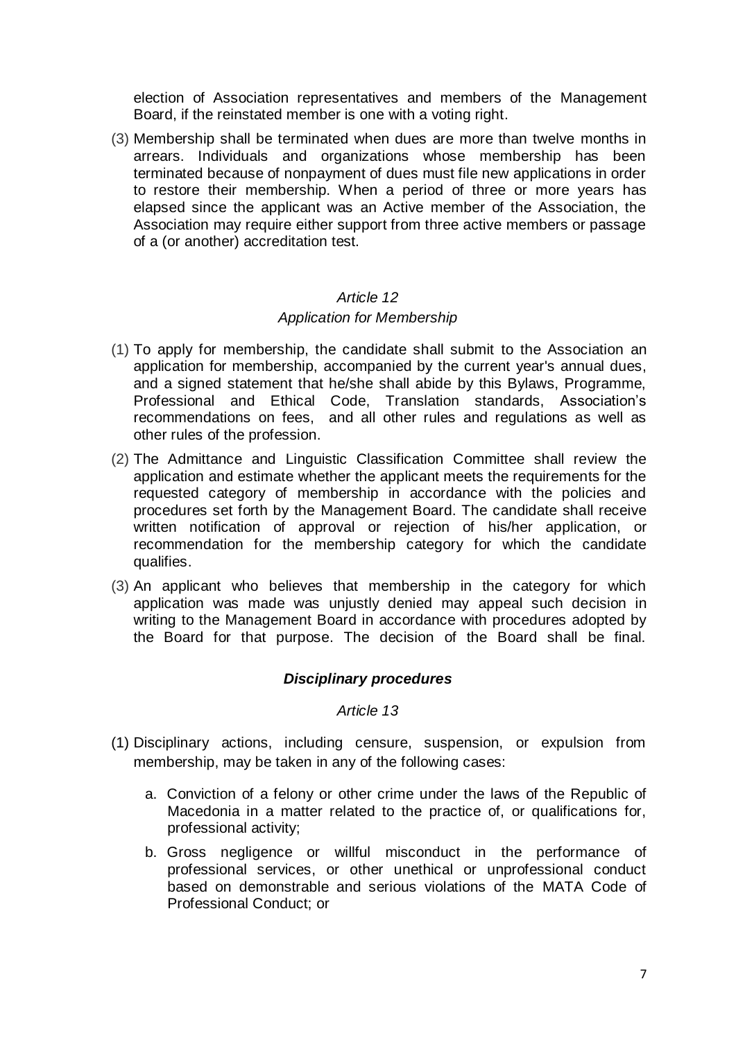election of Association representatives and members of the Management Board, if the reinstated member is one with a voting right.

(3) Membership shall be terminated when dues are more than twelve months in arrears. Individuals and organizations whose membership has been terminated because of nonpayment of dues must file new applications in order to restore their membership. When a period of three or more years has elapsed since the applicant was an Active member of the Association, the Association may require either support from three active members or passage of a (or another) accreditation test.

*Article 12*

*Application for Membership*

(1) To apply for membership, the candidate shall submit to the Association an application for membership, accompanied by the current year's annual dues, and a signed statement that he/she shall abide by this Bylaws, Programme, Professional and Ethical Code, Translation standards, Association's recommendations on fees, and all other rules and regulations as well as other rules of the profession.

(2) The Admittance and Linguistic Classification Committee shall review the application and estimate whether the applicant meets the requirements for the requested category of membership in accordance with the policies and procedures set forth by the Management Board. The candidate shall receive written notification of approval or rejection of his/her application, or recommendation for the membership category for which the candidate qualifies.

(3) An applicant who believes that membership in the category for which application was made was unjustly denied may appeal such decision in writing to the Management Board in accordance with procedures adopted by the Board for that purpose. The decision of the Board shall be final.

***Disciplinary procedures***

*Article 13*

(1) Disciplinary actions, including censure, suspension, or expulsion from membership, may be taken in any of the following cases:

   a. Conviction of a felony or other crime under the laws of the Republic of Macedonia in a matter related to the practice of, or qualifications for, professional activity;

   b. Gross negligence or willful misconduct in the performance of professional services, or other unethical or unprofessional conduct based on demonstrable and serious violations of the MATA Code of Professional Conduct; or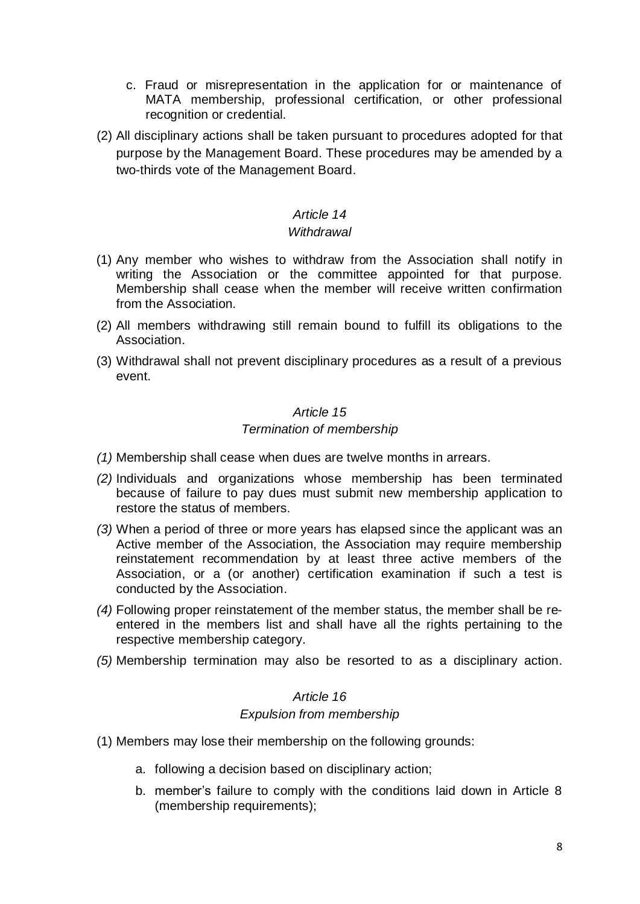c. Fraud or misrepresentation in the application for or maintenance of MATA membership, professional certification, or other professional recognition or credential.

(2) All disciplinary actions shall be taken pursuant to procedures adopted for that purpose by the Management Board. These procedures may be amended by a two-thirds vote of the Management Board.

*Article 14*

*Withdrawal*

(1) Any member who wishes to withdraw from the Association shall notify in writing the Association or the committee appointed for that purpose. Membership shall cease when the member will receive written confirmation from the Association.

(2) All members withdrawing still remain bound to fulfill its obligations to the Association.

(3) Withdrawal shall not prevent disciplinary procedures as a result of a previous event.

*Article 15*

*Termination of membership*

*(1)* Membership shall cease when dues are twelve months in arrears.

*(2)* Individuals and organizations whose membership has been terminated because of failure to pay dues must submit new membership application to restore the status of members.

*(3)* When a period of three or more years has elapsed since the applicant was an Active member of the Association, the Association may require membership reinstatement recommendation by at least three active members of the Association, or a (or another) certification examination if such a test is conducted by the Association.

*(4)* Following proper reinstatement of the member status, the member shall be re-entered in the members list and shall have all the rights pertaining to the respective membership category.

*(5)* Membership termination may also be resorted to as a disciplinary action.

*Article 16*

*Expulsion from membership*

(1) Members may lose their membership on the following grounds:

a. following a decision based on disciplinary action;

b. member's failure to comply with the conditions laid down in Article 8 (membership requirements);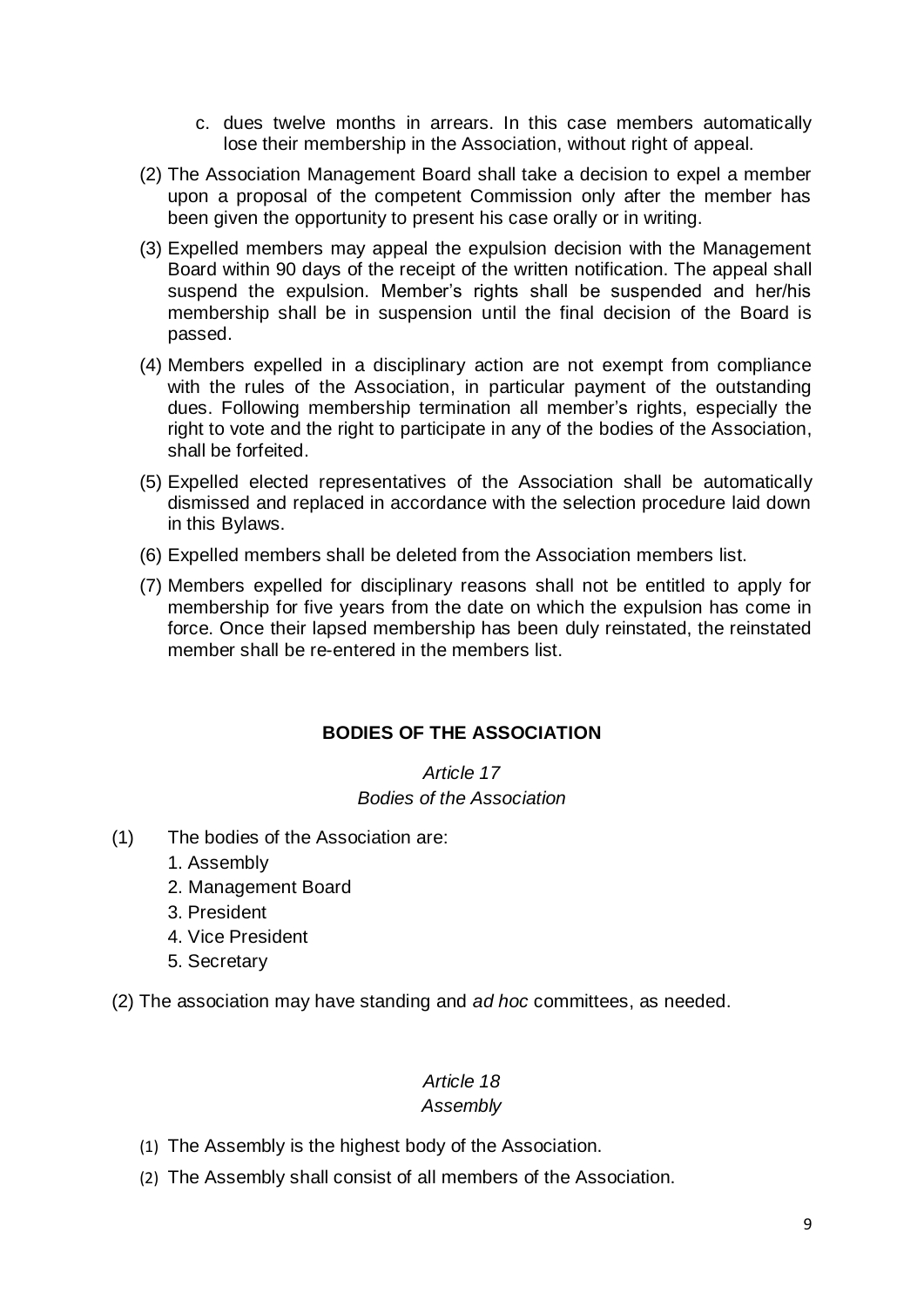c. dues twelve months in arrears. In this case members automatically lose their membership in the Association, without right of appeal.

(2) The Association Management Board shall take a decision to expel a member upon a proposal of the competent Commission only after the member has been given the opportunity to present his case orally or in writing.

(3) Expelled members may appeal the expulsion decision with the Management Board within 90 days of the receipt of the written notification. The appeal shall suspend the expulsion. Member's rights shall be suspended and her/his membership shall be in suspension until the final decision of the Board is passed.

(4) Members expelled in a disciplinary action are not exempt from compliance with the rules of the Association, in particular payment of the outstanding dues. Following membership termination all member's rights, especially the right to vote and the right to participate in any of the bodies of the Association, shall be forfeited.

(5) Expelled elected representatives of the Association shall be automatically dismissed and replaced in accordance with the selection procedure laid down in this Bylaws.

(6) Expelled members shall be deleted from the Association members list.

(7) Members expelled for disciplinary reasons shall not be entitled to apply for membership for five years from the date on which the expulsion has come in force. Once their lapsed membership has been duly reinstated, the reinstated member shall be re-entered in the members list.

## BODIES OF THE ASSOCIATION

### *Article 17*
### *Bodies of the Association*

(1) The bodies of the Association are:

1. Assembly
2. Management Board
3. President
4. Vice President
5. Secretary

(2) The association may have standing and *ad hoc* committees, as needed.

### *Article 18*
### *Assembly*

(1) The Assembly is the highest body of the Association.

(2) The Assembly shall consist of all members of the Association.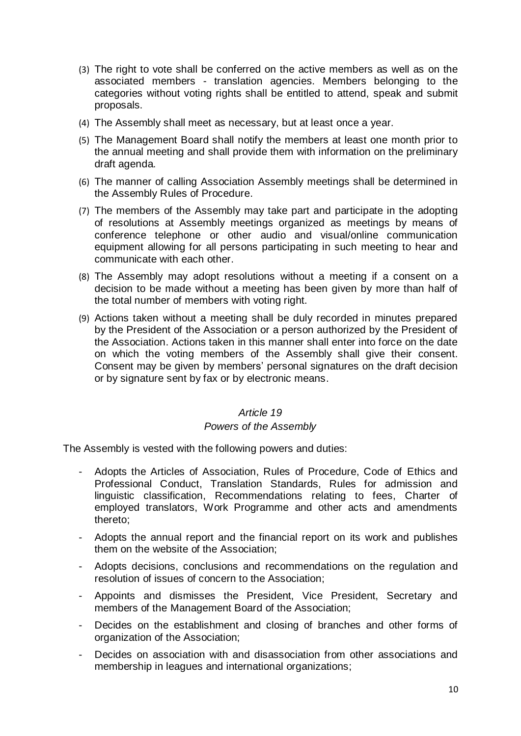(3) The right to vote shall be conferred on the active members as well as on the associated members - translation agencies. Members belonging to the categories without voting rights shall be entitled to attend, speak and submit proposals.

(4) The Assembly shall meet as necessary, but at least once a year.

(5) The Management Board shall notify the members at least one month prior to the annual meeting and shall provide them with information on the preliminary draft agenda.

(6) The manner of calling Association Assembly meetings shall be determined in the Assembly Rules of Procedure.

(7) The members of the Assembly may take part and participate in the adopting of resolutions at Assembly meetings organized as meetings by means of conference telephone or other audio and visual/online communication equipment allowing for all persons participating in such meeting to hear and communicate with each other.

(8) The Assembly may adopt resolutions without a meeting if a consent on a decision to be made without a meeting has been given by more than half of the total number of members with voting right.

(9) Actions taken without a meeting shall be duly recorded in minutes prepared by the President of the Association or a person authorized by the President of the Association. Actions taken in this manner shall enter into force on the date on which the voting members of the Assembly shall give their consent. Consent may be given by members' personal signatures on the draft decision or by signature sent by fax or by electronic means.

### *Article 19*
### *Powers of the Assembly*

The Assembly is vested with the following powers and duties:

- Adopts the Articles of Association, Rules of Procedure, Code of Ethics and Professional Conduct, Translation Standards, Rules for admission and linguistic classification, Recommendations relating to fees, Charter of employed translators, Work Programme and other acts and amendments thereto;
- Adopts the annual report and the financial report on its work and publishes them on the website of the Association;
- Adopts decisions, conclusions and recommendations on the regulation and resolution of issues of concern to the Association;
- Appoints and dismisses the President, Vice President, Secretary and members of the Management Board of the Association;
- Decides on the establishment and closing of branches and other forms of organization of the Association;
- Decides on association with and disassociation from other associations and membership in leagues and international organizations;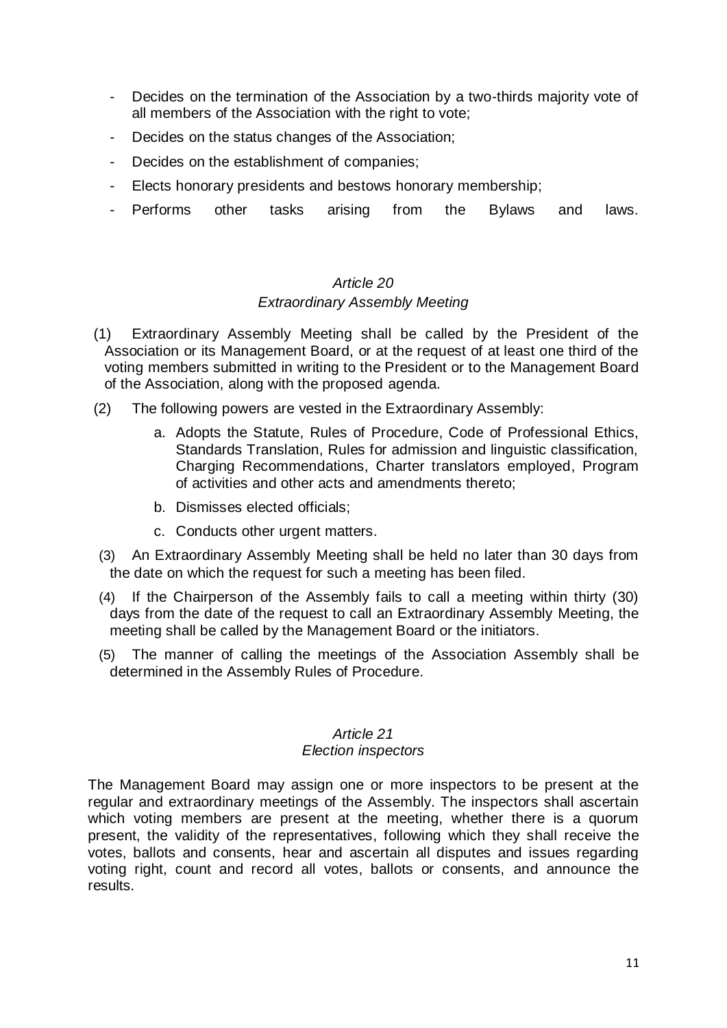- Decides on the termination of the Association by a two-thirds majority vote of all members of the Association with the right to vote;
- Decides on the status changes of the Association;
- Decides on the establishment of companies;
- Elects honorary presidents and bestows honorary membership;
- Performs other tasks arising from the Bylaws and laws.

*Article 20*

*Extraordinary Assembly Meeting*

(1) Extraordinary Assembly Meeting shall be called by the President of the Association or its Management Board, or at the request of at least one third of the voting members submitted in writing to the President or to the Management Board of the Association, along with the proposed agenda.

(2) The following powers are vested in the Extraordinary Assembly:

a. Adopts the Statute, Rules of Procedure, Code of Professional Ethics, Standards Translation, Rules for admission and linguistic classification, Charging Recommendations, Charter translators employed, Program of activities and other acts and amendments thereto;

b. Dismisses elected officials;

c. Conducts other urgent matters.

(3) An Extraordinary Assembly Meeting shall be held no later than 30 days from the date on which the request for such a meeting has been filed.

(4) If the Chairperson of the Assembly fails to call a meeting within thirty (30) days from the date of the request to call an Extraordinary Assembly Meeting, the meeting shall be called by the Management Board or the initiators.

(5) The manner of calling the meetings of the Association Assembly shall be determined in the Assembly Rules of Procedure.

*Article 21*

*Election inspectors*

The Management Board may assign one or more inspectors to be present at the regular and extraordinary meetings of the Assembly. The inspectors shall ascertain which voting members are present at the meeting, whether there is a quorum present, the validity of the representatives, following which they shall receive the votes, ballots and consents, hear and ascertain all disputes and issues regarding voting right, count and record all votes, ballots or consents, and announce the results.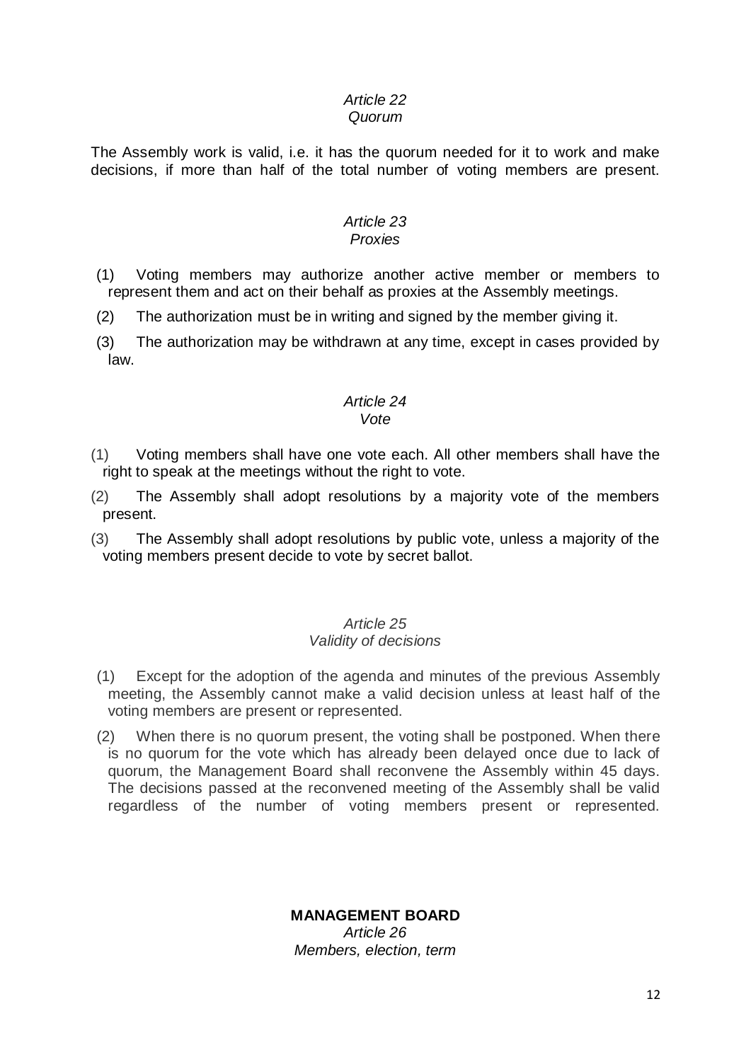*Article 22*
*Quorum*

The Assembly work is valid, i.e. it has the quorum needed for it to work and make decisions, if more than half of the total number of voting members are present.

*Article 23*
*Proxies*

(1) Voting members may authorize another active member or members to represent them and act on their behalf as proxies at the Assembly meetings.

(2) The authorization must be in writing and signed by the member giving it.

(3) The authorization may be withdrawn at any time, except in cases provided by law.

*Article 24*
*Vote*

(1) Voting members shall have one vote each. All other members shall have the right to speak at the meetings without the right to vote.

(2) The Assembly shall adopt resolutions by a majority vote of the members present.

(3) The Assembly shall adopt resolutions by public vote, unless a majority of the voting members present decide to vote by secret ballot.

*Article 25*
*Validity of decisions*

(1) Except for the adoption of the agenda and minutes of the previous Assembly meeting, the Assembly cannot make a valid decision unless at least half of the voting members are present or represented.

(2) When there is no quorum present, the voting shall be postponed. When there is no quorum for the vote which has already been delayed once due to lack of quorum, the Management Board shall reconvene the Assembly within 45 days. The decisions passed at the reconvened meeting of the Assembly shall be valid regardless of the number of voting members present or represented.

## MANAGEMENT BOARD

*Article 26*
*Members, election, term*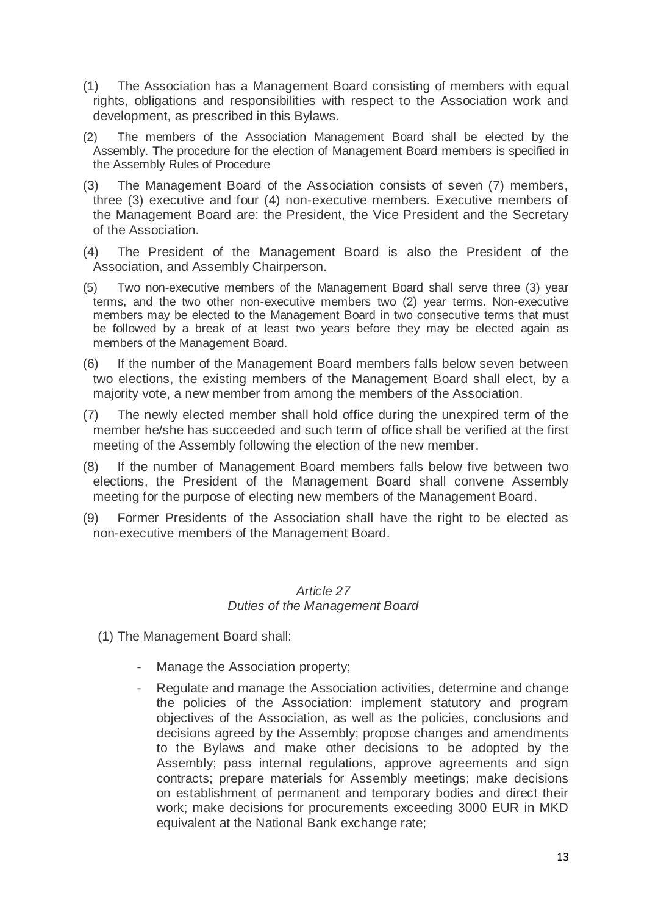(1) The Association has a Management Board consisting of members with equal rights, obligations and responsibilities with respect to the Association work and development, as prescribed in this Bylaws.

(2) The members of the Association Management Board shall be elected by the Assembly. The procedure for the election of Management Board members is specified in the Assembly Rules of Procedure

(3) The Management Board of the Association consists of seven (7) members, three (3) executive and four (4) non-executive members. Executive members of the Management Board are: the President, the Vice President and the Secretary of the Association.

(4) The President of the Management Board is also the President of the Association, and Assembly Chairperson.

(5) Two non-executive members of the Management Board shall serve three (3) year terms, and the two other non-executive members two (2) year terms. Non-executive members may be elected to the Management Board in two consecutive terms that must be followed by a break of at least two years before they may be elected again as members of the Management Board.

(6) If the number of the Management Board members falls below seven between two elections, the existing members of the Management Board shall elect, by a majority vote, a new member from among the members of the Association.

(7) The newly elected member shall hold office during the unexpired term of the member he/she has succeeded and such term of office shall be verified at the first meeting of the Assembly following the election of the new member.

(8) If the number of Management Board members falls below five between two elections, the President of the Management Board shall convene Assembly meeting for the purpose of electing new members of the Management Board.

(9) Former Presidents of the Association shall have the right to be elected as non-executive members of the Management Board.

### *Article 27*
### *Duties of the Management Board*

(1) The Management Board shall:

- Manage the Association property;
- Regulate and manage the Association activities, determine and change the policies of the Association: implement statutory and program objectives of the Association, as well as the policies, conclusions and decisions agreed by the Assembly; propose changes and amendments to the Bylaws and make other decisions to be adopted by the Assembly; pass internal regulations, approve agreements and sign contracts; prepare materials for Assembly meetings; make decisions on establishment of permanent and temporary bodies and direct their work; make decisions for procurements exceeding 3000 EUR in MKD equivalent at the National Bank exchange rate;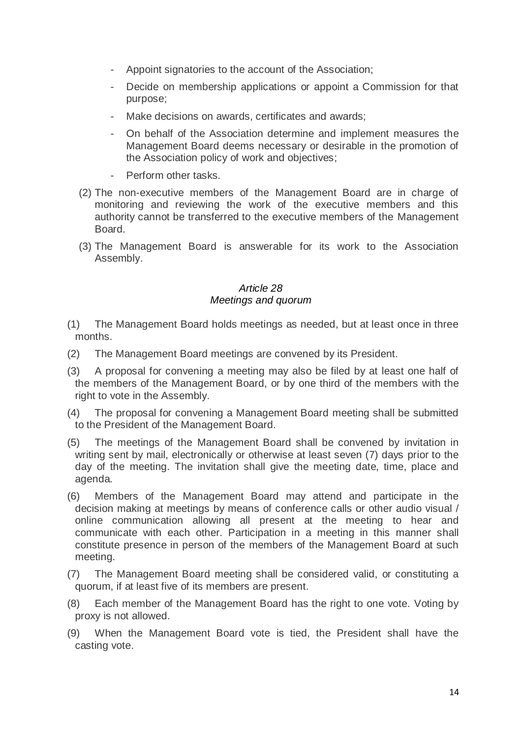- Appoint signatories to the account of the Association;
- Decide on membership applications or appoint a Commission for that purpose;
- Make decisions on awards, certificates and awards;
- On behalf of the Association determine and implement measures the Management Board deems necessary or desirable in the promotion of the Association policy of work and objectives;
- Perform other tasks.

(2) The non-executive members of the Management Board are in charge of monitoring and reviewing the work of the executive members and this authority cannot be transferred to the executive members of the Management Board.

(3) The Management Board is answerable for its work to the Association Assembly.

*Article 28*
*Meetings and quorum*

(1) The Management Board holds meetings as needed, but at least once in three months.

(2) The Management Board meetings are convened by its President.

(3) A proposal for convening a meeting may also be filed by at least one half of the members of the Management Board, or by one third of the members with the right to vote in the Assembly.

(4) The proposal for convening a Management Board meeting shall be submitted to the President of the Management Board.

(5) The meetings of the Management Board shall be convened by invitation in writing sent by mail, electronically or otherwise at least seven (7) days prior to the day of the meeting. The invitation shall give the meeting date, time, place and agenda.

(6) Members of the Management Board may attend and participate in the decision making at meetings by means of conference calls or other audio visual / online communication allowing all present at the meeting to hear and communicate with each other. Participation in a meeting in this manner shall constitute presence in person of the members of the Management Board at such meeting.

(7) The Management Board meeting shall be considered valid, or constituting a quorum, if at least five of its members are present.

(8) Each member of the Management Board has the right to one vote. Voting by proxy is not allowed.

(9) When the Management Board vote is tied, the President shall have the casting vote.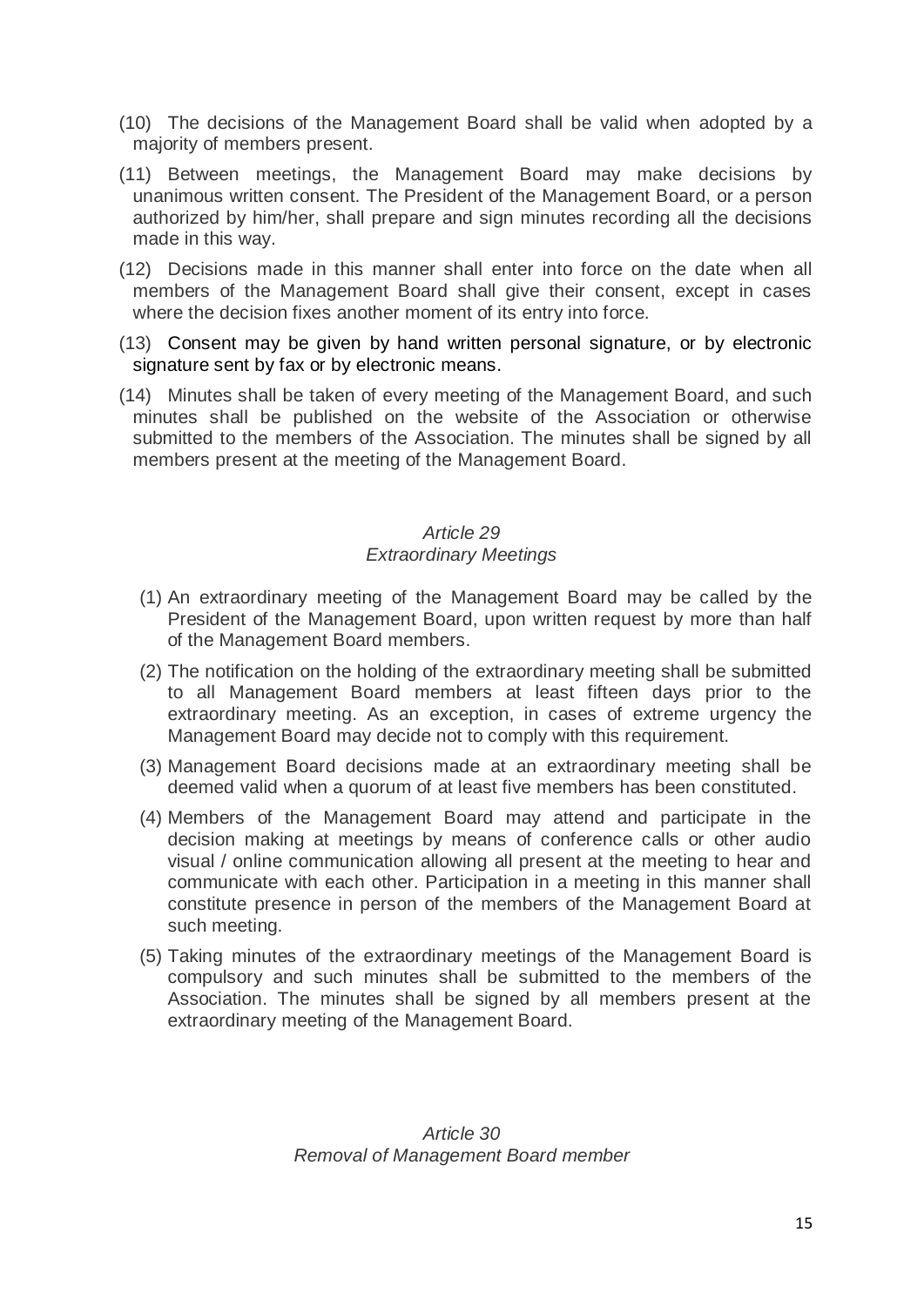(10) The decisions of the Management Board shall be valid when adopted by a majority of members present.

(11) Between meetings, the Management Board may make decisions by unanimous written consent. The President of the Management Board, or a person authorized by him/her, shall prepare and sign minutes recording all the decisions made in this way.

(12) Decisions made in this manner shall enter into force on the date when all members of the Management Board shall give their consent, except in cases where the decision fixes another moment of its entry into force.

(13) Consent may be given by hand written personal signature, or by electronic signature sent by fax or by electronic means.

(14) Minutes shall be taken of every meeting of the Management Board, and such minutes shall be published on the website of the Association or otherwise submitted to the members of the Association. The minutes shall be signed by all members present at the meeting of the Management Board.

### *Article 29*
### *Extraordinary Meetings*

(1) An extraordinary meeting of the Management Board may be called by the President of the Management Board, upon written request by more than half of the Management Board members.

(2) The notification on the holding of the extraordinary meeting shall be submitted to all Management Board members at least fifteen days prior to the extraordinary meeting. As an exception, in cases of extreme urgency the Management Board may decide not to comply with this requirement.

(3) Management Board decisions made at an extraordinary meeting shall be deemed valid when a quorum of at least five members has been constituted.

(4) Members of the Management Board may attend and participate in the decision making at meetings by means of conference calls or other audio visual / online communication allowing all present at the meeting to hear and communicate with each other. Participation in a meeting in this manner shall constitute presence in person of the members of the Management Board at such meeting.

(5) Taking minutes of the extraordinary meetings of the Management Board is compulsory and such minutes shall be submitted to the members of the Association. The minutes shall be signed by all members present at the extraordinary meeting of the Management Board.

### *Article 30*
### *Removal of Management Board member*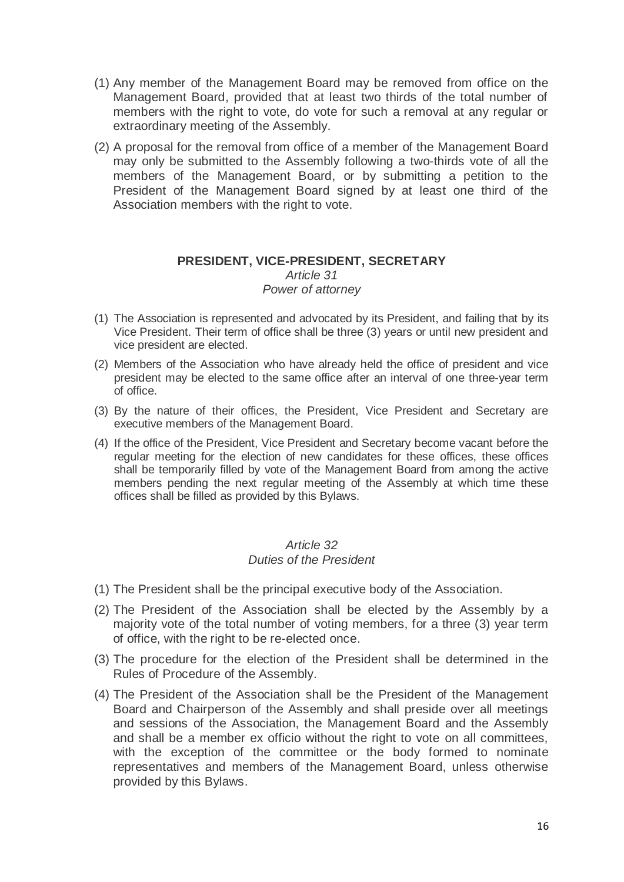(1) Any member of the Management Board may be removed from office on the Management Board, provided that at least two thirds of the total number of members with the right to vote, do vote for such a removal at any regular or extraordinary meeting of the Assembly.

(2) A proposal for the removal from office of a member of the Management Board may only be submitted to the Assembly following a two-thirds vote of all the members of the Management Board, or by submitting a petition to the President of the Management Board signed by at least one third of the Association members with the right to vote.

## PRESIDENT, VICE-PRESIDENT, SECRETARY

*Article 31*

*Power of attorney*

(1) The Association is represented and advocated by its President, and failing that by its Vice President. Their term of office shall be three (3) years or until new president and vice president are elected.

(2) Members of the Association who have already held the office of president and vice president may be elected to the same office after an interval of one three-year term of office.

(3) By the nature of their offices, the President, Vice President and Secretary are executive members of the Management Board.

(4) If the office of the President, Vice President and Secretary become vacant before the regular meeting for the election of new candidates for these offices, these offices shall be temporarily filled by vote of the Management Board from among the active members pending the next regular meeting of the Assembly at which time these offices shall be filled as provided by this Bylaws.

*Article 32*

*Duties of the President*

(1) The President shall be the principal executive body of the Association.

(2) The President of the Association shall be elected by the Assembly by a majority vote of the total number of voting members, for a three (3) year term of office, with the right to be re-elected once.

(3) The procedure for the election of the President shall be determined in the Rules of Procedure of the Assembly.

(4) The President of the Association shall be the President of the Management Board and Chairperson of the Assembly and shall preside over all meetings and sessions of the Association, the Management Board and the Assembly and shall be a member ex officio without the right to vote on all committees, with the exception of the committee or the body formed to nominate representatives and members of the Management Board, unless otherwise provided by this Bylaws.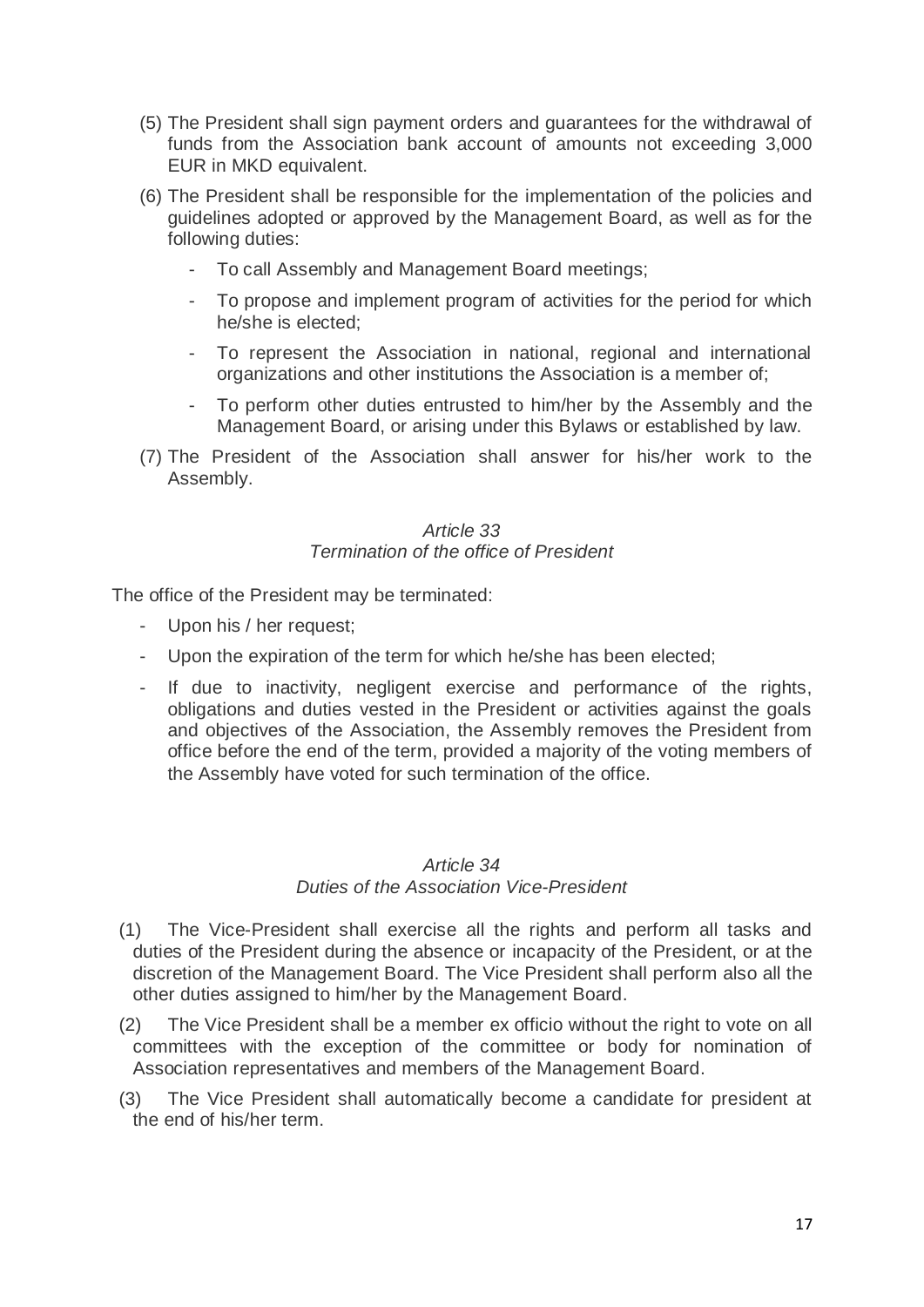(5) The President shall sign payment orders and guarantees for the withdrawal of funds from the Association bank account of amounts not exceeding 3,000 EUR in MKD equivalent.

(6) The President shall be responsible for the implementation of the policies and guidelines adopted or approved by the Management Board, as well as for the following duties:

- To call Assembly and Management Board meetings;
- To propose and implement program of activities for the period for which he/she is elected;
- To represent the Association in national, regional and international organizations and other institutions the Association is a member of;
- To perform other duties entrusted to him/her by the Assembly and the Management Board, or arising under this Bylaws or established by law.

(7) The President of the Association shall answer for his/her work to the Assembly.

*Article 33*
*Termination of the office of President*

The office of the President may be terminated:

- Upon his / her request;
- Upon the expiration of the term for which he/she has been elected;
- If due to inactivity, negligent exercise and performance of the rights, obligations and duties vested in the President or activities against the goals and objectives of the Association, the Assembly removes the President from office before the end of the term, provided a majority of the voting members of the Assembly have voted for such termination of the office.

*Article 34*
*Duties of the Association Vice-President*

(1) The Vice-President shall exercise all the rights and perform all tasks and duties of the President during the absence or incapacity of the President, or at the discretion of the Management Board. The Vice President shall perform also all the other duties assigned to him/her by the Management Board.

(2) The Vice President shall be a member ex officio without the right to vote on all committees with the exception of the committee or body for nomination of Association representatives and members of the Management Board.

(3) The Vice President shall automatically become a candidate for president at the end of his/her term.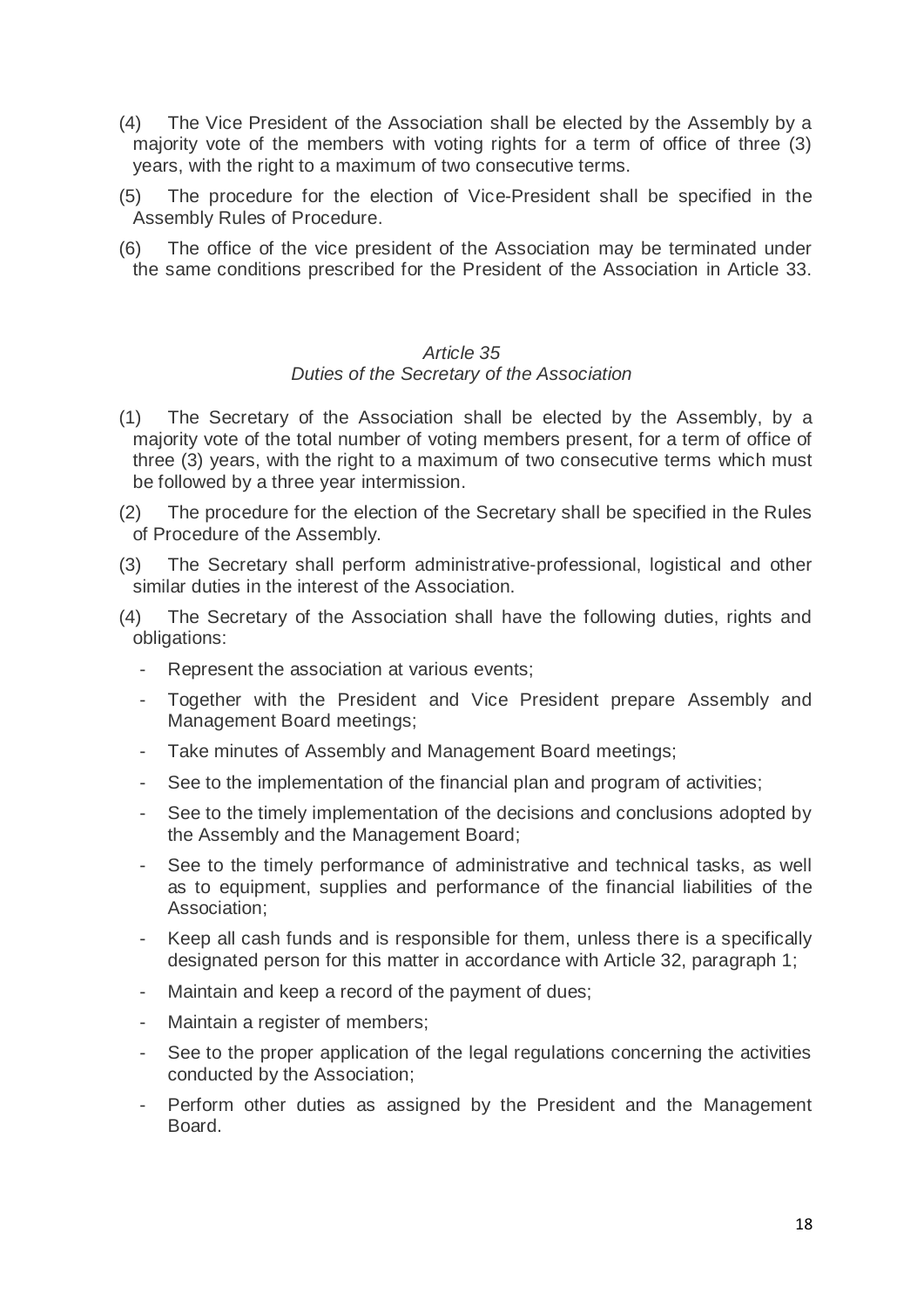(4) The Vice President of the Association shall be elected by the Assembly by a majority vote of the members with voting rights for a term of office of three (3) years, with the right to a maximum of two consecutive terms.

(5) The procedure for the election of Vice-President shall be specified in the Assembly Rules of Procedure.

(6) The office of the vice president of the Association may be terminated under the same conditions prescribed for the President of the Association in Article 33.

*Article 35*
*Duties of the Secretary of the Association*

(1) The Secretary of the Association shall be elected by the Assembly, by a majority vote of the total number of voting members present, for a term of office of three (3) years, with the right to a maximum of two consecutive terms which must be followed by a three year intermission.

(2) The procedure for the election of the Secretary shall be specified in the Rules of Procedure of the Assembly.

(3) The Secretary shall perform administrative-professional, logistical and other similar duties in the interest of the Association.

(4) The Secretary of the Association shall have the following duties, rights and obligations:

- Represent the association at various events;
- Together with the President and Vice President prepare Assembly and Management Board meetings;
- Take minutes of Assembly and Management Board meetings;
- See to the implementation of the financial plan and program of activities;
- See to the timely implementation of the decisions and conclusions adopted by the Assembly and the Management Board;
- See to the timely performance of administrative and technical tasks, as well as to equipment, supplies and performance of the financial liabilities of the Association;
- Keep all cash funds and is responsible for them, unless there is a specifically designated person for this matter in accordance with Article 32, paragraph 1;
- Maintain and keep a record of the payment of dues;
- Maintain a register of members;
- See to the proper application of the legal regulations concerning the activities conducted by the Association;
- Perform other duties as assigned by the President and the Management Board.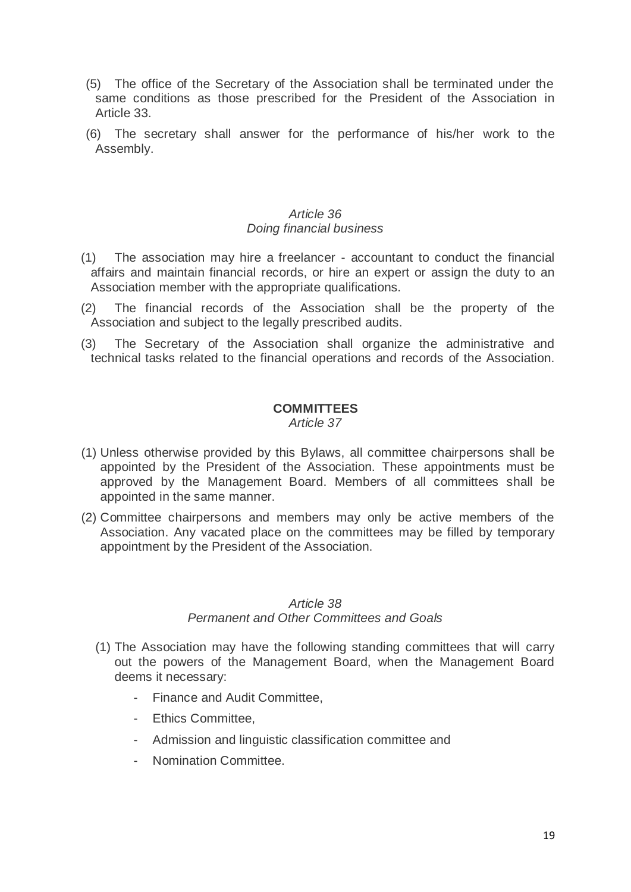(5) The office of the Secretary of the Association shall be terminated under the same conditions as those prescribed for the President of the Association in Article 33.

(6) The secretary shall answer for the performance of his/her work to the Assembly.

*Article 36*
*Doing financial business*

(1) The association may hire a freelancer - accountant to conduct the financial affairs and maintain financial records, or hire an expert or assign the duty to an Association member with the appropriate qualifications.

(2) The financial records of the Association shall be the property of the Association and subject to the legally prescribed audits.

(3) The Secretary of the Association shall organize the administrative and technical tasks related to the financial operations and records of the Association.

## COMMITTEES

*Article 37*

(1) Unless otherwise provided by this Bylaws, all committee chairpersons shall be appointed by the President of the Association. These appointments must be approved by the Management Board. Members of all committees shall be appointed in the same manner.

(2) Committee chairpersons and members may only be active members of the Association. Any vacated place on the committees may be filled by temporary appointment by the President of the Association.

*Article 38*
*Permanent and Other Committees and Goals*

(1) The Association may have the following standing committees that will carry out the powers of the Management Board, when the Management Board deems it necessary:

- Finance and Audit Committee,
- Ethics Committee,
- Admission and linguistic classification committee and
- Nomination Committee.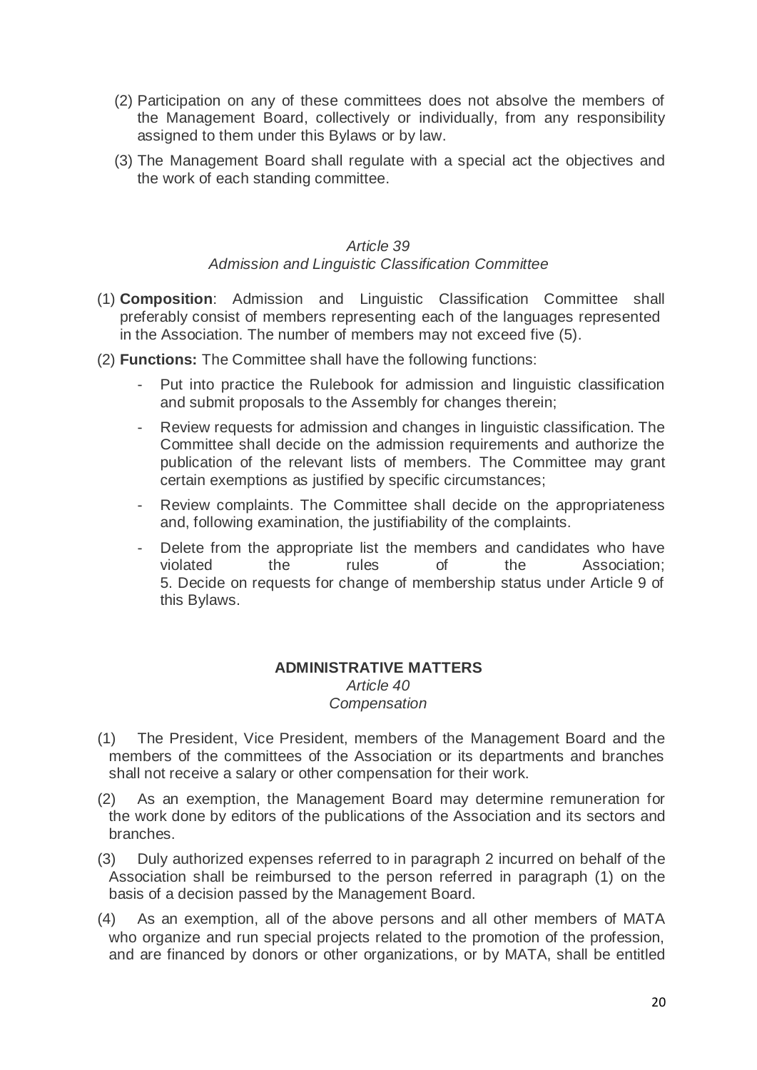(2) Participation on any of these committees does not absolve the members of the Management Board, collectively or individually, from any responsibility assigned to them under this Bylaws or by law.

(3) The Management Board shall regulate with a special act the objectives and the work of each standing committee.

*Article 39*

*Admission and Linguistic Classification Committee*

(1) **Composition**: Admission and Linguistic Classification Committee shall preferably consist of members representing each of the languages represented in the Association. The number of members may not exceed five (5).

(2) **Functions:** The Committee shall have the following functions:

- Put into practice the Rulebook for admission and linguistic classification and submit proposals to the Assembly for changes therein;
- Review requests for admission and changes in linguistic classification. The Committee shall decide on the admission requirements and authorize the publication of the relevant lists of members. The Committee may grant certain exemptions as justified by specific circumstances;
- Review complaints. The Committee shall decide on the appropriateness and, following examination, the justifiability of the complaints.
- Delete from the appropriate list the members and candidates who have violated the rules of the Association;
  5. Decide on requests for change of membership status under Article 9 of this Bylaws.

**ADMINISTRATIVE MATTERS**

*Article 40*

*Compensation*

(1) The President, Vice President, members of the Management Board and the members of the committees of the Association or its departments and branches shall not receive a salary or other compensation for their work.

(2) As an exemption, the Management Board may determine remuneration for the work done by editors of the publications of the Association and its sectors and branches.

(3) Duly authorized expenses referred to in paragraph 2 incurred on behalf of the Association shall be reimbursed to the person referred in paragraph (1) on the basis of a decision passed by the Management Board.

(4) As an exemption, all of the above persons and all other members of MATA who organize and run special projects related to the promotion of the profession, and are financed by donors or other organizations, or by MATA, shall be entitled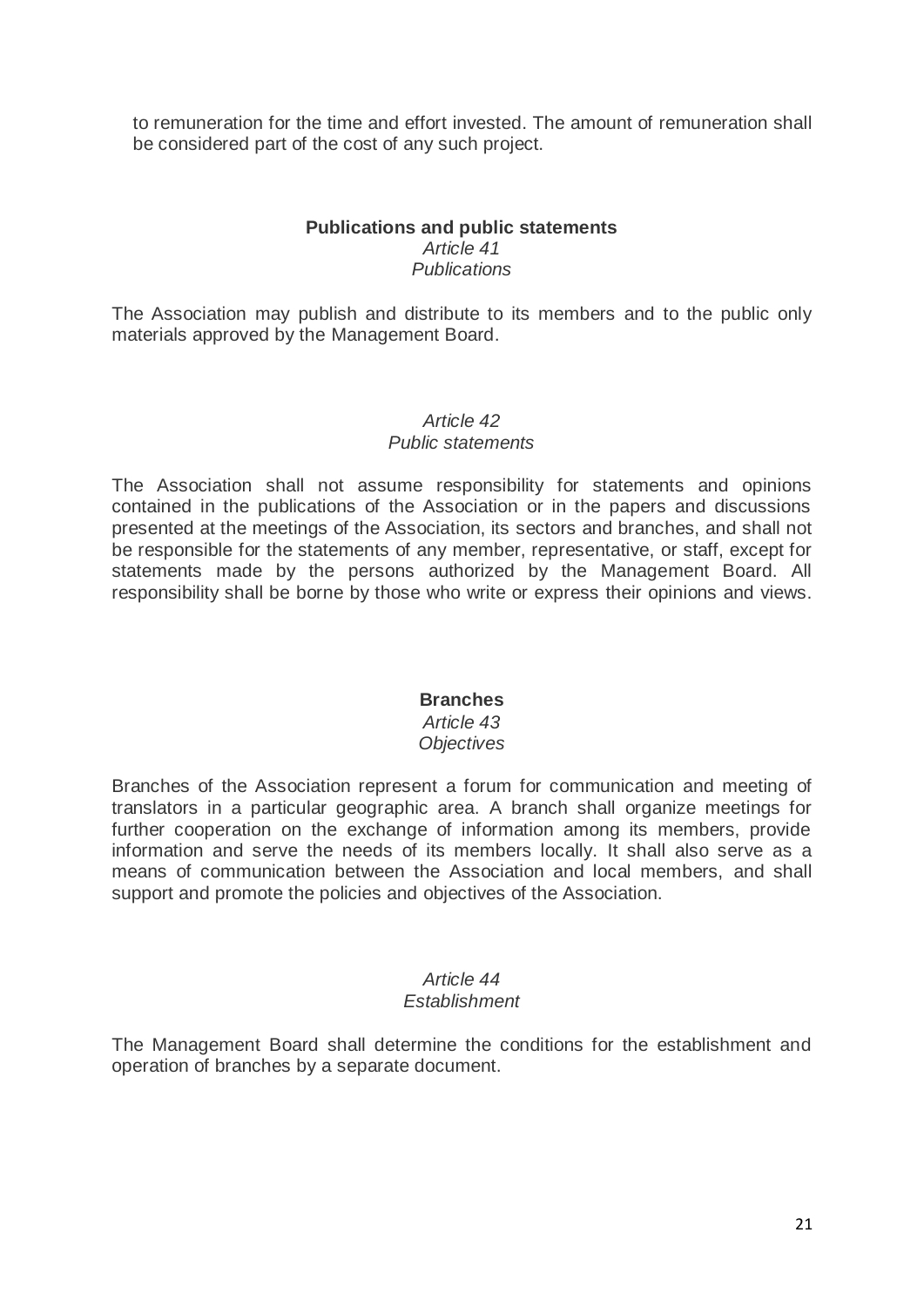to remuneration for the time and effort invested. The amount of remuneration shall be considered part of the cost of any such project.

## Publications and public statements

*Article 41*

*Publications*

The Association may publish and distribute to its members and to the public only materials approved by the Management Board.

*Article 42*

*Public statements*

The Association shall not assume responsibility for statements and opinions contained in the publications of the Association or in the papers and discussions presented at the meetings of the Association, its sectors and branches, and shall not be responsible for the statements of any member, representative, or staff, except for statements made by the persons authorized by the Management Board. All responsibility shall be borne by those who write or express their opinions and views.

## Branches

*Article 43*

*Objectives*

Branches of the Association represent a forum for communication and meeting of translators in a particular geographic area. A branch shall organize meetings for further cooperation on the exchange of information among its members, provide information and serve the needs of its members locally. It shall also serve as a means of communication between the Association and local members, and shall support and promote the policies and objectives of the Association.

*Article 44*

*Establishment*

The Management Board shall determine the conditions for the establishment and operation of branches by a separate document.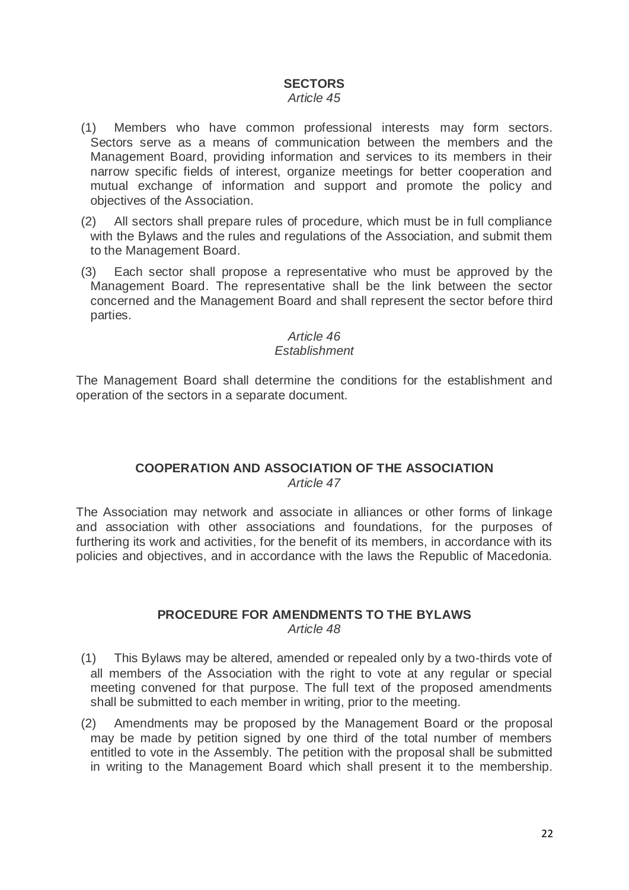## SECTORS

*Article 45*

(1) Members who have common professional interests may form sectors. Sectors serve as a means of communication between the members and the Management Board, providing information and services to its members in their narrow specific fields of interest, organize meetings for better cooperation and mutual exchange of information and support and promote the policy and objectives of the Association.

(2) All sectors shall prepare rules of procedure, which must be in full compliance with the Bylaws and the rules and regulations of the Association, and submit them to the Management Board.

(3) Each sector shall propose a representative who must be approved by the Management Board. The representative shall be the link between the sector concerned and the Management Board and shall represent the sector before third parties.

*Article 46*
*Establishment*

The Management Board shall determine the conditions for the establishment and operation of the sectors in a separate document.

## COOPERATION AND ASSOCIATION OF THE ASSOCIATION

*Article 47*

The Association may network and associate in alliances or other forms of linkage and association with other associations and foundations, for the purposes of furthering its work and activities, for the benefit of its members, in accordance with its policies and objectives, and in accordance with the laws the Republic of Macedonia.

## PROCEDURE FOR AMENDMENTS TO THE BYLAWS

*Article 48*

(1) This Bylaws may be altered, amended or repealed only by a two-thirds vote of all members of the Association with the right to vote at any regular or special meeting convened for that purpose. The full text of the proposed amendments shall be submitted to each member in writing, prior to the meeting.

(2) Amendments may be proposed by the Management Board or the proposal may be made by petition signed by one third of the total number of members entitled to vote in the Assembly. The petition with the proposal shall be submitted in writing to the Management Board which shall present it to the membership.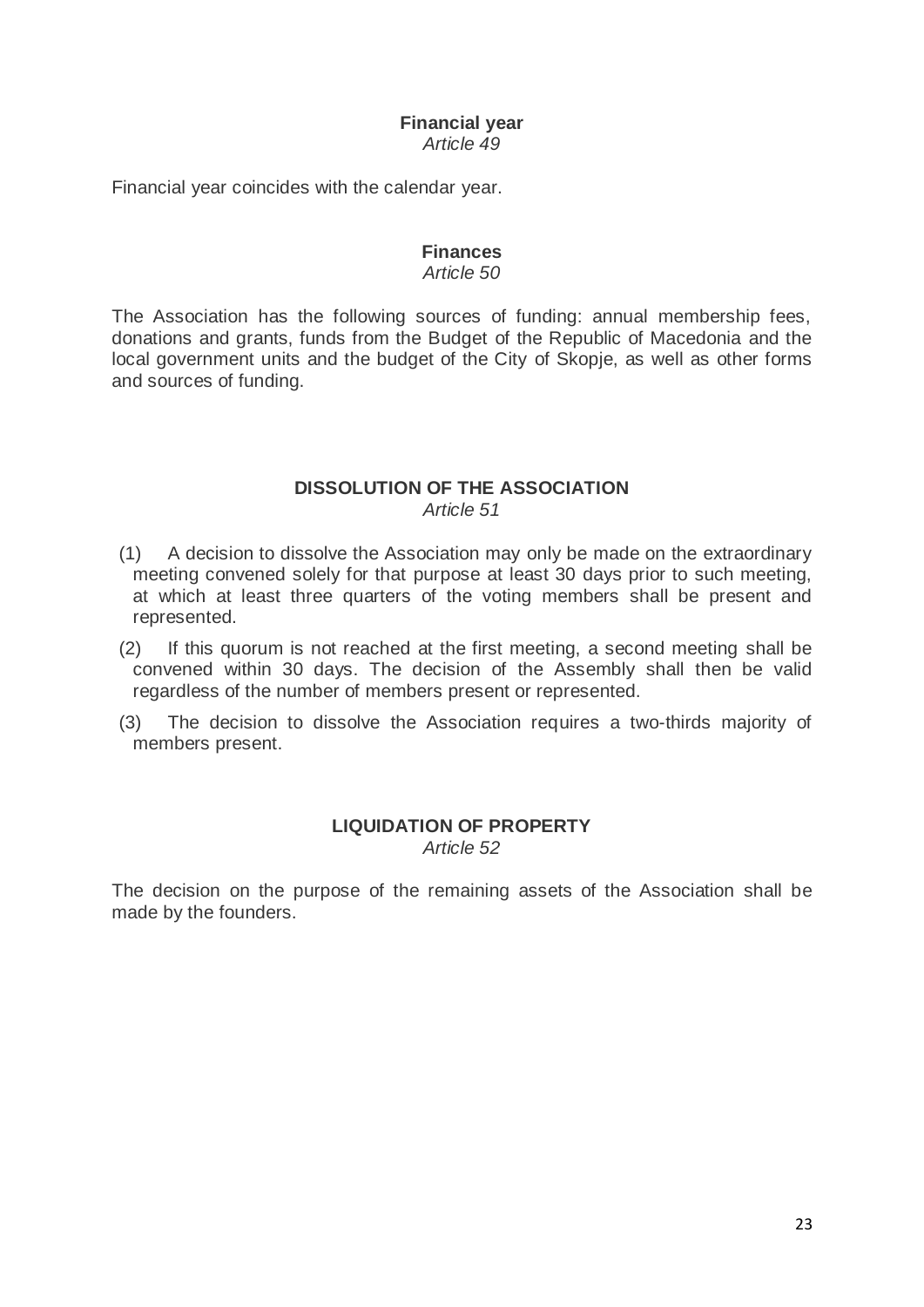### Financial year

*Article 49*

Financial year coincides with the calendar year.

### Finances

*Article 50*

The Association has the following sources of funding: annual membership fees, donations and grants, funds from the Budget of the Republic of Macedonia and the local government units and the budget of the City of Skopje, as well as other forms and sources of funding.

## DISSOLUTION OF THE ASSOCIATION

*Article 51*

(1) A decision to dissolve the Association may only be made on the extraordinary meeting convened solely for that purpose at least 30 days prior to such meeting, at which at least three quarters of the voting members shall be present and represented.

(2) If this quorum is not reached at the first meeting, a second meeting shall be convened within 30 days. The decision of the Assembly shall then be valid regardless of the number of members present or represented.

(3) The decision to dissolve the Association requires a two-thirds majority of members present.

## LIQUIDATION OF PROPERTY

*Article 52*

The decision on the purpose of the remaining assets of the Association shall be made by the founders.